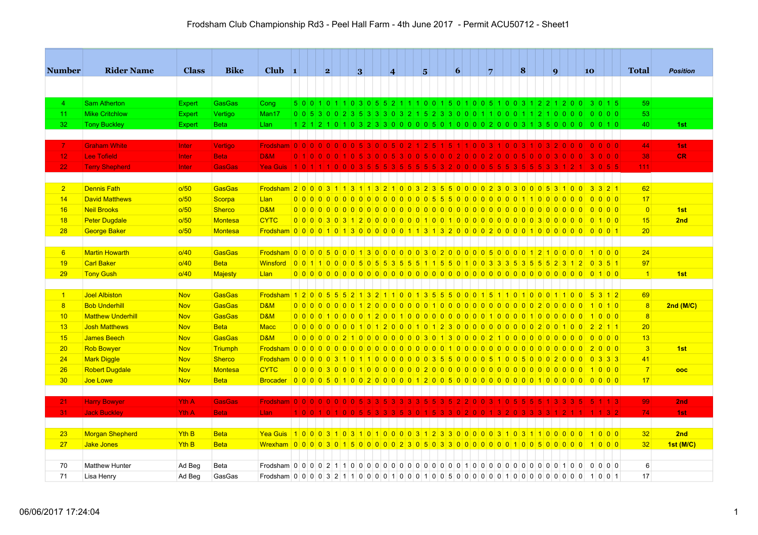# Frodsham Club Championship Rd3 - Peel Hall Farm - 4th June 2017 - Permit ACU50712 - Sheet1

| Number | Rider Name | Class | Bike | Club | 1 | | | | 2 | | | | 3 | | | | 4 | | | | 5 | | | | 6 | | | | 7 | | | | 8 | | | | 9 | | | | 10 | | | | Total | Position |
|---|---|---|---|---|---|---|---|---|---|---|---|---|---|---|---|---|---|---|---|---|---|---|---|---|---|---|---|---|---|---|---|---|---|---|---|---|---|---|---|---|---|---|---|---|---|---|
| 4 | Sam Atherton | Expert | GasGas | Cong | 5 | 0 | 0 | 1 | 0 | 1 | 1 | 0 | 3 | 0 | 5 | 5 | 2 | 1 | 1 | 1 | 0 | 0 | 1 | 5 | 0 | 1 | 0 | 0 | 5 | 1 | 0 | 0 | 3 | 1 | 2 | 2 | 1 | 2 | 0 | 0 | 3 | 0 | 1 | 5 | 59 | |
| 11 | Mike Critchlow | Expert | Vertigo | Man17 | 0 | 0 | 5 | 3 | 0 | 0 | 2 | 3 | 5 | 3 | 3 | 3 | 0 | 3 | 2 | 1 | 5 | 2 | 3 | 3 | 0 | 0 | 0 | 1 | 1 | 0 | 0 | 0 | 1 | 1 | 2 | 1 | 0 | 0 | 0 | 0 | 0 | 0 | 0 | 0 | 53 | |
| 32 | Tony Buckley | Expert | Beta | Llan | 1 | 2 | 1 | 2 | 1 | 0 | 1 | 0 | 3 | 2 | 3 | 3 | 0 | 0 | 0 | 0 | 0 | 0 | 5 | 0 | 1 | 0 | 0 | 0 | 0 | 2 | 0 | 0 | 0 | 3 | 1 | 3 | 5 | 0 | 0 | 0 | 0 | 0 | 1 | 0 | 40 | 1st |
| 7 | Graham White | Inter | Vertigo | Frodsham | 0 | 0 | 0 | 0 | 0 | 0 | 0 | 0 | 5 | 3 | 0 | 0 | 5 | 0 | 2 | 1 | 2 | 5 | 1 | 5 | 1 | 1 | 0 | 0 | 3 | 1 | 0 | 0 | 3 | 1 | 0 | 3 | 2 | 0 | 0 | 0 | 0 | 0 | 0 | 0 | 44 | 1st |
| 12 | Lee Tofield | Inter | Beta | D&M | 0 | 1 | 0 | 0 | 0 | 0 | 1 | 0 | 5 | 3 | 0 | 0 | 5 | 3 | 0 | 0 | 5 | 0 | 0 | 0 | 2 | 0 | 0 | 0 | 2 | 0 | 0 | 0 | 5 | 0 | 0 | 0 | 3 | 0 | 0 | 0 | 3 | 0 | 0 | 0 | 38 | CR |
| 22 | Terry Shepherd | Inter | GasGas | Yea Guis | 1 | 0 | 1 | 1 | 1 | 0 | 0 | 0 | 3 | 5 | 5 | 5 | 3 | 5 | 5 | 5 | 5 | 5 | 3 | 2 | 0 | 0 | 0 | 0 | 5 | 5 | 5 | 3 | 5 | 5 | 5 | 3 | 3 | 1 | 2 | 1 | 3 | 0 | 5 | 5 | 111 | |
| 2 | Dennis Fath | o/50 | GasGas | Frodsham | 2 | 0 | 0 | 0 | 3 | 1 | 1 | 3 | 1 | 1 | 3 | 2 | 1 | 0 | 0 | 3 | 2 | 3 | 5 | 5 | 0 | 0 | 0 | 0 | 2 | 3 | 0 | 3 | 0 | 0 | 0 | 5 | 3 | 1 | 0 | 0 | 3 | 3 | 2 | 1 | 62 | |
| 14 | David Matthews | o/50 | Scorpa | Llan | 0 | 0 | 0 | 0 | 0 | 0 | 0 | 0 | 0 | 0 | 0 | 0 | 0 | 0 | 0 | 0 | 5 | 5 | 5 | 0 | 0 | 0 | 0 | 0 | 0 | 0 | 0 | 1 | 1 | 0 | 0 | 0 | 0 | 0 | 0 | 0 | 0 | 0 | 0 | 0 | 17 | |
| 16 | Neil Brooks | o/50 | Sherco | D&M | 0 | 0 | 0 | 0 | 0 | 0 | 0 | 0 | 0 | 0 | 0 | 0 | 0 | 0 | 0 | 0 | 0 | 0 | 0 | 0 | 0 | 0 | 0 | 0 | 0 | 0 | 0 | 0 | 0 | 0 | 0 | 0 | 0 | 0 | 0 | 0 | 0 | 0 | 0 | 0 | 0 | 1st |
| 18 | Peter Dugdale | o/50 | Montesa | CYTC | 0 | 0 | 0 | 0 | 3 | 0 | 3 | 1 | 2 | 0 | 0 | 0 | 0 | 0 | 0 | 0 | 1 | 0 | 0 | 1 | 0 | 0 | 0 | 0 | 0 | 0 | 0 | 0 | 0 | 3 | 0 | 0 | 0 | 0 | 0 | 0 | 0 | 1 | 0 | 0 | 15 | 2nd |
| 28 | George Baker | o/50 | Montesa | Frodsham | 0 | 0 | 0 | 0 | 1 | 0 | 1 | 3 | 0 | 0 | 0 | 0 | 0 | 0 | 1 | 1 | 3 | 1 | 3 | 2 | 0 | 0 | 0 | 0 | 2 | 0 | 0 | 0 | 0 | 1 | 0 | 0 | 0 | 0 | 0 | 0 | 0 | 0 | 0 | 1 | 20 | |
| 6 | Martin Howarth | o/40 | GasGas | Frodsham | 0 | 0 | 0 | 0 | 5 | 0 | 0 | 0 | 1 | 3 | 0 | 0 | 0 | 0 | 0 | 0 | 3 | 0 | 2 | 0 | 0 | 0 | 0 | 0 | 5 | 0 | 0 | 0 | 0 | 1 | 2 | 1 | 0 | 0 | 0 | 0 | 1 | 0 | 0 | 0 | 24 | |
| 19 | Carl Baker | o/40 | Beta | Winsford | 0 | 0 | 1 | 1 | 0 | 0 | 0 | 0 | 5 | 0 | 5 | 5 | 3 | 5 | 5 | 5 | 1 | 1 | 5 | 5 | 0 | 1 | 0 | 0 | 3 | 3 | 3 | 5 | 3 | 5 | 5 | 5 | 2 | 3 | 1 | 2 | 0 | 3 | 5 | 1 | 97 | |
| 29 | Tony Gush | o/40 | Majesty | Llan | 0 | 0 | 0 | 0 | 0 | 0 | 0 | 0 | 0 | 0 | 0 | 0 | 0 | 0 | 0 | 0 | 0 | 0 | 0 | 0 | 0 | 0 | 0 | 0 | 0 | 0 | 0 | 0 | 0 | 0 | 0 | 0 | 0 | 0 | 0 | 0 | 0 | 1 | 0 | 0 | 1 | 1st |
| 1 | Joel Albiston | Nov | GasGas | Frodsham | 1 | 2 | 0 | 0 | 5 | 5 | 5 | 2 | 1 | 3 | 2 | 1 | 1 | 0 | 0 | 1 | 3 | 5 | 5 | 5 | 0 | 0 | 0 | 1 | 5 | 1 | 1 | 0 | 1 | 0 | 0 | 0 | 1 | 1 | 0 | 0 | 5 | 3 | 1 | 2 | 69 | |
| 8 | Bob Underhill | Nov | GasGas | D&M | 0 | 0 | 0 | 0 | 0 | 0 | 0 | 0 | 1 | 2 | 0 | 0 | 0 | 0 | 0 | 0 | 1 | 0 | 0 | 0 | 0 | 0 | 0 | 0 | 0 | 0 | 0 | 0 | 0 | 0 | 2 | 0 | 0 | 0 | 0 | 0 | 1 | 0 | 1 | 0 | 8 | 2nd (M/C) |
| 10 | Matthew Underhill | Nov | GasGas | D&M | 0 | 0 | 0 | 0 | 1 | 0 | 0 | 0 | 0 | 1 | 2 | 0 | 0 | 1 | 0 | 0 | 0 | 0 | 0 | 0 | 0 | 0 | 0 | 0 | 1 | 0 | 0 | 0 | 0 | 1 | 0 | 0 | 0 | 0 | 0 | 0 | 1 | 0 | 0 | 0 | 8 | |
| 13 | Josh Matthews | Nov | Beta | Macc | 0 | 0 | 0 | 0 | 0 | 0 | 0 | 0 | 1 | 0 | 1 | 2 | 0 | 0 | 1 | 0 | 1 | 2 | 3 | 0 | 0 | 0 | 0 | 0 | 0 | 0 | 0 | 0 | 0 | 2 | 0 | 0 | 1 | 0 | 0 | 0 | 2 | 2 | 1 | 1 | 20 | |
| 15 | James Beech | Nov | GasGas | D&M | 0 | 0 | 0 | 0 | 0 | 0 | 0 | 2 | 1 | 0 | 0 | 0 | 0 | 0 | 0 | 0 | 0 | 0 | 3 | 0 | 1 | 3 | 0 | 0 | 0 | 0 | 0 | 2 | 1 | 0 | 0 | 0 | 0 | 0 | 0 | 0 | 0 | 0 | 0 | 0 | 13 | |
| 20 | Rob Bowyer | Nov | Triumph | Frodsham | 0 | 0 | 0 | 0 | 0 | 0 | 0 | 0 | 0 | 0 | 0 | 0 | 0 | 0 | 0 | 0 | 0 | 0 | 0 | 0 | 1 | 0 | 0 | 0 | 0 | 0 | 0 | 0 | 0 | 0 | 0 | 0 | 0 | 0 | 0 | 0 | 2 | 0 | 0 | 0 | 3 | 1st |
| 24 | Mark Diggle | Nov | Sherco | Frodsham | 0 | 0 | 0 | 0 | 0 | 3 | 1 | 0 | 1 | 1 | 0 | 0 | 0 | 0 | 0 | 0 | 0 | 3 | 5 | 5 | 0 | 0 | 0 | 0 | 5 | 1 | 0 | 0 | 5 | 0 | 0 | 0 | 2 | 0 | 0 | 0 | 0 | 3 | 3 | 3 | 41 | |
| 26 | Robert Dugdale | Nov | Montesa | CYTC | 0 | 0 | 0 | 0 | 3 | 0 | 0 | 0 | 1 | 0 | 0 | 0 | 0 | 0 | 0 | 0 | 2 | 0 | 0 | 0 | 0 | 0 | 0 | 0 | 0 | 0 | 0 | 0 | 0 | 0 | 0 | 0 | 0 | 0 | 0 | 0 | 1 | 0 | 0 | 0 | 7 | ooc |
| 30 | Joe Lowe | Nov | Beta | Brocader | 0 | 0 | 0 | 0 | 5 | 0 | 1 | 0 | 0 | 2 | 0 | 0 | 0 | 0 | 0 | 1 | 2 | 0 | 0 | 5 | 0 | 0 | 0 | 0 | 0 | 0 | 0 | 0 | 0 | 0 | 0 | 1 | 0 | 0 | 0 | 0 | 0 | 0 | 0 | 0 | 17 | |
| 21 | Harry Bowyer | Yth A | GasGas | Frodsham | 0 | 0 | 0 | 0 | 0 | 0 | 0 | 0 | 5 | 3 | 3 | 5 | 3 | 3 | 3 | 3 | 5 | 5 | 3 | 5 | 2 | 2 | 0 | 0 | 3 | 1 | 0 | 5 | 5 | 5 | 5 | 1 | 3 | 3 | 3 | 5 | 5 | 1 | 1 | 3 | 99 | 2nd |
| 31 | Jack Buckley | Yth A | Beta | Llan | 1 | 0 | 0 | 1 | 0 | 1 | 0 | 0 | 5 | 5 | 3 | 3 | 3 | 5 | 3 | 0 | 1 | 5 | 3 | 3 | 0 | 2 | 0 | 0 | 1 | 3 | 2 | 0 | 3 | 3 | 3 | 3 | 1 | 2 | 1 | 1 | 1 | 1 | 3 | 2 | 74 | 1st |
| 23 | Morgan Shepherd | Yth B | Beta | Yea Guis | 1 | 0 | 0 | 0 | 3 | 1 | 0 | 3 | 1 | 0 | 1 | 0 | 0 | 0 | 0 | 3 | 1 | 2 | 3 | 3 | 0 | 0 | 0 | 0 | 0 | 3 | 1 | 0 | 3 | 1 | 1 | 0 | 0 | 0 | 0 | 0 | 1 | 0 | 0 | 0 | 32 | 2nd |
| 27 | Jake Jones | Yth B | Beta | Wrexham | 0 | 0 | 0 | 0 | 3 | 0 | 1 | 5 | 0 | 0 | 0 | 0 | 0 | 2 | 3 | 0 | 5 | 0 | 3 | 3 | 0 | 0 | 0 | 0 | 0 | 0 | 1 | 0 | 0 | 5 | 0 | 0 | 0 | 0 | 0 | 0 | 1 | 0 | 0 | 0 | 32 | 1st (M/C) |
| 70 | Matthew Hunter | Ad Beg | Beta | Frodsham | 0 | 0 | 0 | 0 | 2 | 1 | 1 | 0 | 0 | 0 | 0 | 0 | 0 | 0 | 0 | 0 | 0 | 0 | 0 | 0 | 0 | 1 | 0 | 0 | 0 | 0 | 0 | 0 | 0 | 0 | 0 | 0 | 0 | 1 | 0 | 0 | 0 | 0 | 0 | 0 | 6 | |
| 71 | Lisa Henry | Ad Beg | GasGas | Frodsham | 0 | 0 | 0 | 0 | 3 | 2 | 1 | 1 | 0 | 0 | 0 | 0 | 1 | 0 | 0 | 0 | 1 | 0 | 0 | 5 | 0 | 0 | 0 | 0 | 0 | 0 | 1 | 0 | 0 | 0 | 0 | 0 | 0 | 0 | 0 | 0 | 1 | 0 | 0 | 1 | 17 | |

06/06/2017 17:24:04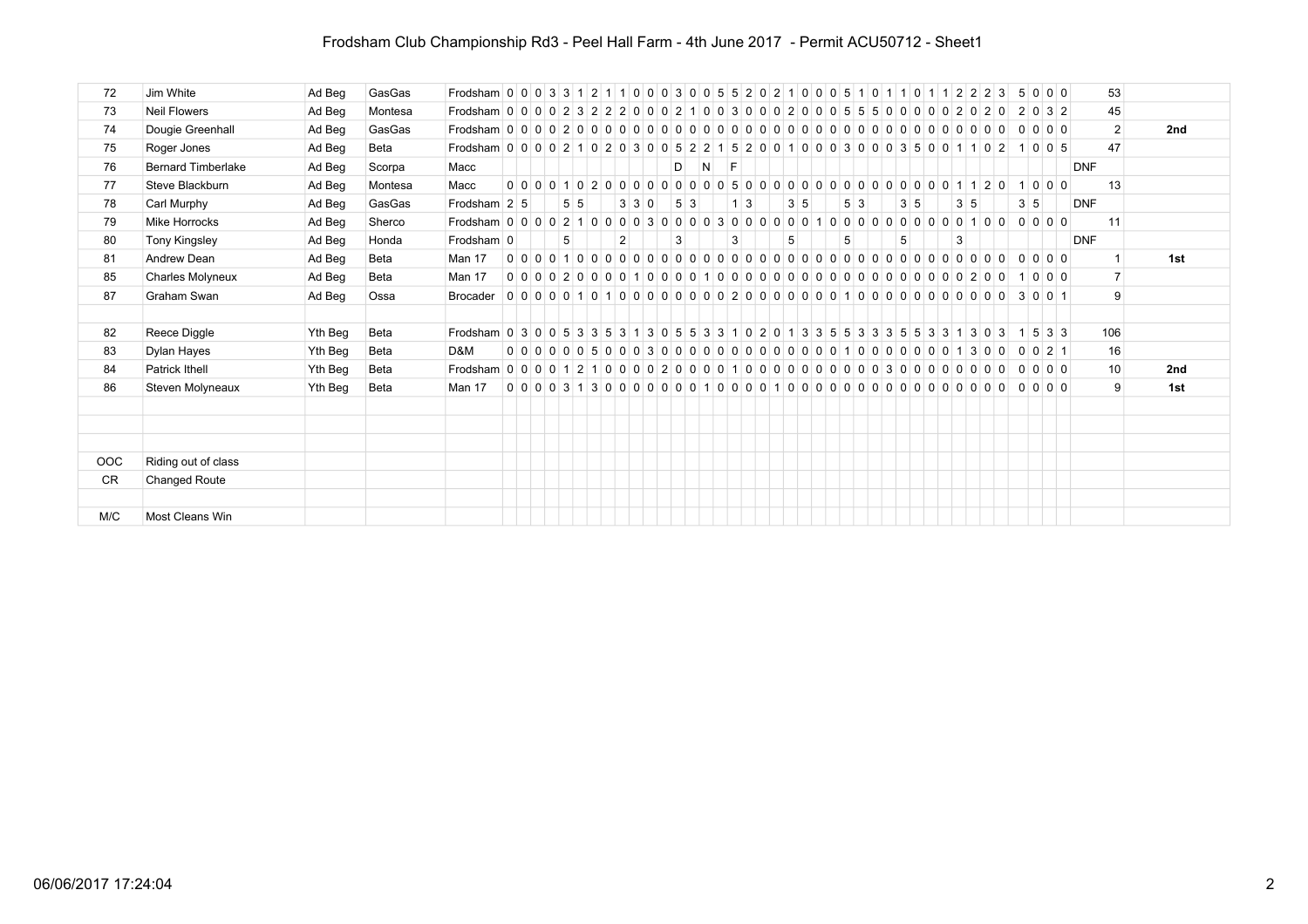| | | | | | | | | | | | | | | | | | | | | | | | | | | | | | | | | | | | | | | | | | | | | | | |
|---|---|---|---|---|---|---|---|---|---|---|---|---|---|---|---|---|---|---|---|---|---|---|---|---|---|---|---|---|---|---|---|---|---|---|---|---|---|---|---|---|---|---|---|---|---|---|
| 72 | Jim White | Ad Beg | GasGas | Frodsham | 0 | 0 | 0 | 3 | 3 | 1 | 2 | 1 | 1 | 0 | 0 | 0 | 3 | 0 | 0 | 5 | 5 | 2 | 0 | 2 | 1 | 0 | 0 | 0 | 5 | 1 | 0 | 1 | 1 | 0 | 1 | 1 | 2 | 2 | 2 | 3 | 5 | 0 | 0 | 0 | 53 | |
| 73 | Neil Flowers | Ad Beg | Montesa | Frodsham | 0 | 0 | 0 | 0 | 2 | 3 | 2 | 2 | 2 | 0 | 0 | 0 | 2 | 1 | 0 | 0 | 3 | 0 | 0 | 0 | 2 | 0 | 0 | 0 | 5 | 5 | 5 | 0 | 0 | 0 | 0 | 0 | 2 | 0 | 2 | 0 | 2 | 0 | 3 | 2 | 45 | |
| 74 | Dougie Greenhall | Ad Beg | GasGas | Frodsham | 0 | 0 | 0 | 0 | 2 | 0 | 0 | 0 | 0 | 0 | 0 | 0 | 0 | 0 | 0 | 0 | 0 | 0 | 0 | 0 | 0 | 0 | 0 | 0 | 0 | 0 | 0 | 0 | 0 | 0 | 0 | 0 | 0 | 0 | 0 | 0 | 0 | 0 | 0 | 0 | 2 | **2nd** |
| 75 | Roger Jones | Ad Beg | Beta | Frodsham | 0 | 0 | 0 | 0 | 2 | 1 | 0 | 2 | 0 | 3 | 0 | 0 | 5 | 2 | 2 | 1 | 5 | 2 | 0 | 0 | 1 | 0 | 0 | 0 | 3 | 0 | 0 | 0 | 3 | 5 | 0 | 0 | 1 | 1 | 0 | 2 | 1 | 0 | 0 | 5 | 47 | |
| 76 | Bernard Timberlake | Ad Beg | Scorpa | Macc | | | | | | | | | | | | | D | | N | | F | | | | | | | | | | | | | | | | | | | | | | | | DNF | |
| 77 | Steve Blackburn | Ad Beg | Montesa | Macc | 0 | 0 | 0 | 0 | 1 | 0 | 2 | 0 | 0 | 0 | 0 | 0 | 0 | 0 | 0 | 0 | 5 | 0 | 0 | 0 | 0 | 0 | 0 | 0 | 0 | 0 | 0 | 0 | 0 | 0 | 0 | 0 | 1 | 1 | 2 | 0 | 1 | 0 | 0 | 0 | 13 | |
| 78 | Carl Murphy | Ad Beg | GasGas | Frodsham | 2 | 5 | | | 5 | 5 | | | 3 | 3 | 0 | | 5 | 3 | | | 1 | 3 | | | 3 | 5 | | | 5 | 3 | | | 3 | 5 | | | 3 | 5 | | | 3 | 5 | | | DNF | |
| 79 | Mike Horrocks | Ad Beg | Sherco | Frodsham | 0 | 0 | 0 | 0 | 2 | 1 | 0 | 0 | 0 | 0 | 3 | 0 | 0 | 0 | 0 | 3 | 0 | 0 | 0 | 0 | 0 | 0 | 1 | 0 | 0 | 0 | 0 | 0 | 0 | 0 | 0 | 0 | 0 | 1 | 0 | 0 | 0 | 0 | 0 | 0 | 11 | |
| 80 | Tony Kingsley | Ad Beg | Honda | Frodsham | 0 | | | | 5 | | | | 2 | | | | 3 | | | | 3 | | | | 5 | | | | 5 | | | | 5 | | | | 3 | | | | | | | | DNF | |
| 81 | Andrew Dean | Ad Beg | Beta | Man 17 | 0 | 0 | 0 | 0 | 1 | 0 | 0 | 0 | 0 | 0 | 0 | 0 | 0 | 0 | 0 | 0 | 0 | 0 | 0 | 0 | 0 | 0 | 0 | 0 | 0 | 0 | 0 | 0 | 0 | 0 | 0 | 0 | 0 | 0 | 0 | 0 | 0 | 0 | 0 | 0 | 1 | **1st** |
| 85 | Charles Molyneux | Ad Beg | Beta | Man 17 | 0 | 0 | 0 | 0 | 2 | 0 | 0 | 0 | 0 | 1 | 0 | 0 | 0 | 0 | 1 | 0 | 0 | 0 | 0 | 0 | 0 | 0 | 0 | 0 | 0 | 0 | 0 | 0 | 0 | 0 | 0 | 0 | 0 | 2 | 0 | 0 | 1 | 0 | 0 | 0 | 7 | |
| 87 | Graham Swan | Ad Beg | Ossa | Brocader | 0 | 0 | 0 | 0 | 0 | 1 | 0 | 1 | 0 | 0 | 0 | 0 | 0 | 0 | 0 | 0 | 0 | 2 | 0 | 0 | 0 | 0 | 0 | 0 | 0 | 0 | 1 | 0 | 0 | 0 | 0 | 0 | 0 | 0 | 0 | 0 | 3 | 0 | 0 | 1 | 9 | |
| | | | | | | | | | | | | | | | | | | | | | | | | | | | | | | | | | | | | | | | | | | | | | |
| 82 | Reece Diggle | Yth Beg | Beta | Frodsham | 0 | 3 | 0 | 0 | 5 | 3 | 3 | 5 | 3 | 1 | 3 | 0 | 5 | 5 | 3 | 3 | 1 | 0 | 2 | 0 | 1 | 3 | 3 | 5 | 5 | 3 | 3 | 3 | 5 | 5 | 3 | 3 | 1 | 3 | 0 | 3 | 1 | 5 | 3 | 3 | 106 | |
| 83 | Dylan Hayes | Yth Beg | Beta | D&M | 0 | 0 | 0 | 0 | 0 | 0 | 5 | 0 | 0 | 0 | 3 | 0 | 0 | 0 | 0 | 0 | 0 | 0 | 0 | 0 | 0 | 0 | 0 | 0 | 0 | 1 | 0 | 0 | 0 | 0 | 0 | 0 | 1 | 3 | 0 | 0 | 0 | 0 | 2 | 1 | 16 | |
| 84 | Patrick Ithell | Yth Beg | Beta | Frodsham | 0 | 0 | 0 | 0 | 1 | 2 | 1 | 0 | 0 | 0 | 0 | 2 | 0 | 0 | 0 | 0 | 1 | 0 | 0 | 0 | 0 | 0 | 0 | 0 | 0 | 0 | 0 | 3 | 0 | 0 | 0 | 0 | 0 | 0 | 0 | 0 | 0 | 0 | 0 | 0 | 10 | **2nd** |
| 86 | Steven Molyneaux | Yth Beg | Beta | Man 17 | 0 | 0 | 0 | 0 | 3 | 1 | 3 | 0 | 0 | 0 | 0 | 0 | 0 | 0 | 0 | 1 | 0 | 0 | 0 | 0 | 1 | 0 | 0 | 0 | 0 | 0 | 0 | 0 | 0 | 0 | 0 | 0 | 0 | 0 | 0 | 0 | 0 | 0 | 0 | 0 | 9 | **1st** |
| | | | | | | | | | | | | | | | | | | | | | | | | | | | | | | | | | | | | | | | | | | | | | |
| OOC | Riding out of class | | | | | | | | | | | | | | | | | | | | | | | | | | | | | | | | | | | | | | | | | | | | | |
| CR | Changed Route | | | | | | | | | | | | | | | | | | | | | | | | | | | | | | | | | | | | | | | | | | | | | |
| | | | | | | | | | | | | | | | | | | | | | | | | | | | | | | | | | | | | | | | | | | | | | | |
| M/C | Most Cleans Win | | | | | | | | | | | | | | | | | | | | | | | | | | | | | | | | | | | | | | | | | | | | | |